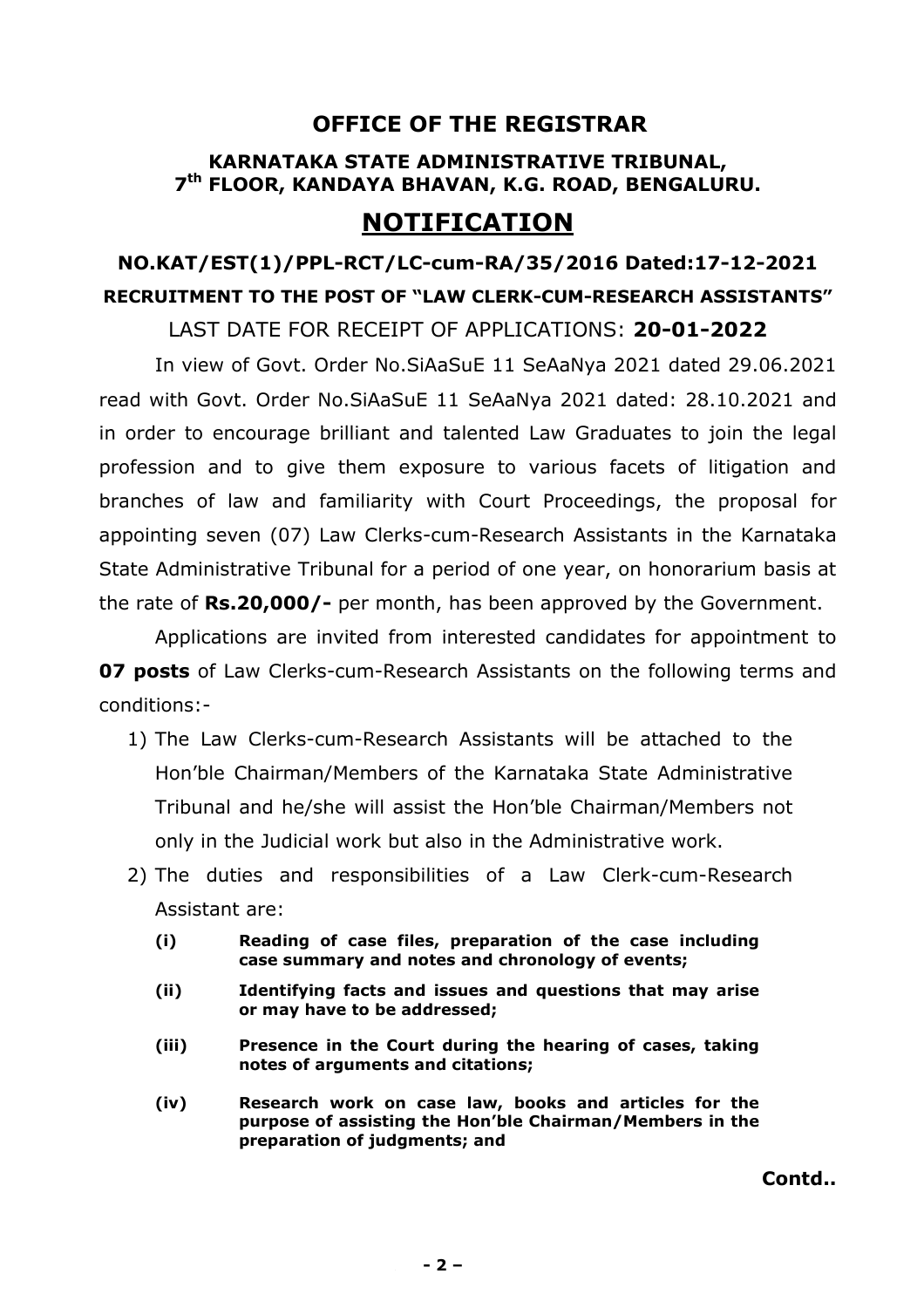# OFFICE OF THE REGISTRAR

## KARNATAKA STATE ADMINISTRATIVE TRIBUNAL, 7th FLOOR, KANDAYA BHAVAN, K.G. ROAD, BENGALURU.

# NOTIFICATION

**NO.KAT/EST(1)/PPL-RCT/LC-cum-RA/35/2016 Dated:17-12-2021**

**RECRUITMENT TO THE POST OF "LAW CLERK-CUM-RESEARCH ASSISTANTS"**

LAST DATE FOR RECEIPT OF APPLICATIONS: **20-01-2022**

In view of Govt. Order No.SiAaSuE 11 SeAaNya 2021 dated 29.06.2021 read with Govt. Order No.SiAaSuE 11 SeAaNya 2021 dated: 28.10.2021 and in order to encourage brilliant and talented Law Graduates to join the legal profession and to give them exposure to various facets of litigation and branches of law and familiarity with Court Proceedings, the proposal for appointing seven (07) Law Clerks-cum-Research Assistants in the Karnataka State Administrative Tribunal for a period of one year, on honorarium basis at the rate of **Rs.20,000/-** per month, has been approved by the Government.

Applications are invited from interested candidates for appointment to **07 posts** of Law Clerks-cum-Research Assistants on the following terms and conditions:-

1) The Law Clerks-cum-Research Assistants will be attached to the Hon'ble Chairman/Members of the Karnataka State Administrative Tribunal and he/she will assist the Hon'ble Chairman/Members not only in the Judicial work but also in the Administrative work.
2) The duties and responsibilities of a Law Clerk-cum-Research Assistant are:
   - **(i) Reading of case files, preparation of the case including case summary and notes and chronology of events;**
   - **(ii) Identifying facts and issues and questions that may arise or may have to be addressed;**
   - **(iii) Presence in the Court during the hearing of cases, taking notes of arguments and citations;**
   - **(iv) Research work on case law, books and articles for the purpose of assisting the Hon'ble Chairman/Members in the preparation of judgments; and**

**Contd..**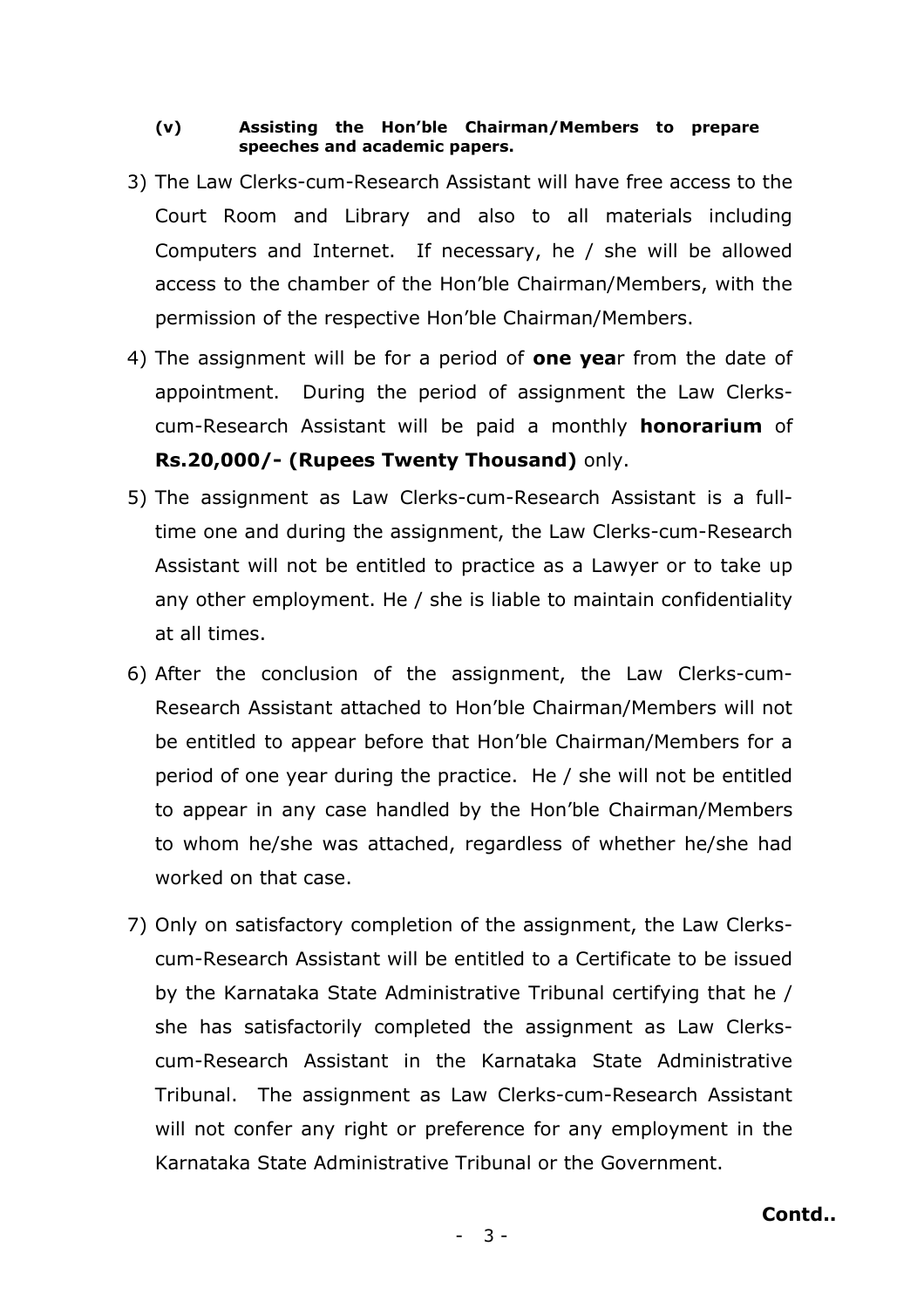**(v) Assisting the Hon'ble Chairman/Members to prepare speeches and academic papers.**

3) The Law Clerks-cum-Research Assistant will have free access to the Court Room and Library and also to all materials including Computers and Internet. If necessary, he / she will be allowed access to the chamber of the Hon'ble Chairman/Members, with the permission of the respective Hon'ble Chairman/Members.

4) The assignment will be for a period of **one yea**r from the date of appointment. During the period of assignment the Law Clerks-cum-Research Assistant will be paid a monthly **honorarium** of **Rs.20,000/- (Rupees Twenty Thousand)** only.

5) The assignment as Law Clerks-cum-Research Assistant is a full-time one and during the assignment, the Law Clerks-cum-Research Assistant will not be entitled to practice as a Lawyer or to take up any other employment. He / she is liable to maintain confidentiality at all times.

6) After the conclusion of the assignment, the Law Clerks-cum-Research Assistant attached to Hon'ble Chairman/Members will not be entitled to appear before that Hon'ble Chairman/Members for a period of one year during the practice. He / she will not be entitled to appear in any case handled by the Hon'ble Chairman/Members to whom he/she was attached, regardless of whether he/she had worked on that case.

7) Only on satisfactory completion of the assignment, the Law Clerks-cum-Research Assistant will be entitled to a Certificate to be issued by the Karnataka State Administrative Tribunal certifying that he / she has satisfactorily completed the assignment as Law Clerks-cum-Research Assistant in the Karnataka State Administrative Tribunal. The assignment as Law Clerks-cum-Research Assistant will not confer any right or preference for any employment in the Karnataka State Administrative Tribunal or the Government.

**Contd..**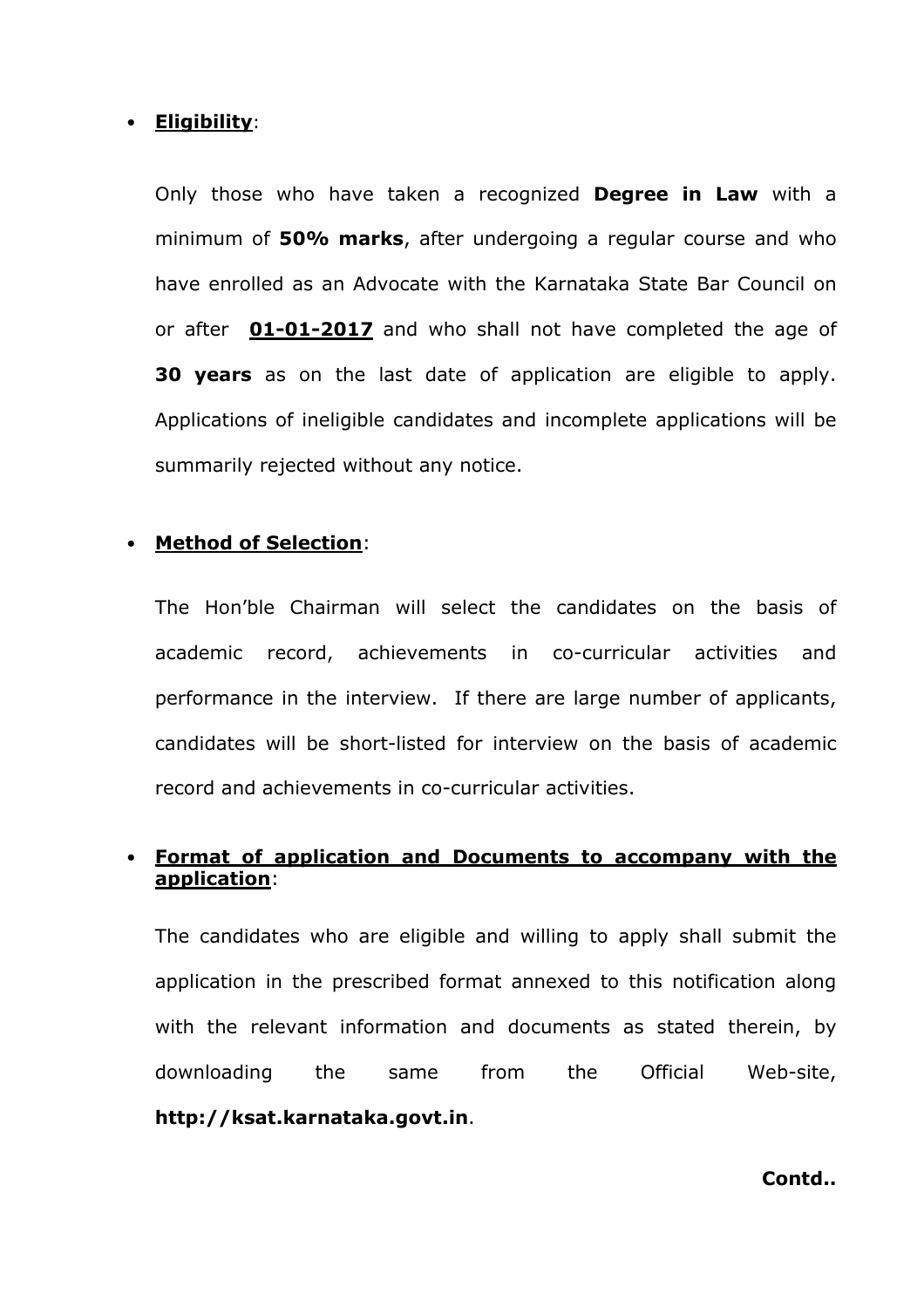- **Eligibility**:

  Only those who have taken a recognized **Degree in Law** with a minimum of **50% marks**, after undergoing a regular course and who have enrolled as an Advocate with the Karnataka State Bar Council on or after **01-01-2017** and who shall not have completed the age of **30 years** as on the last date of application are eligible to apply. Applications of ineligible candidates and incomplete applications will be summarily rejected without any notice.

- **Method of Selection**:

  The Hon'ble Chairman will select the candidates on the basis of academic record, achievements in co-curricular activities and performance in the interview. If there are large number of applicants, candidates will be short-listed for interview on the basis of academic record and achievements in co-curricular activities.

- **Format of application and Documents to accompany with the application**:

  The candidates who are eligible and willing to apply shall submit the application in the prescribed format annexed to this notification along with the relevant information and documents as stated therein, by downloading the same from the Official Web-site, **http://ksat.karnataka.govt.in**.

**Contd..**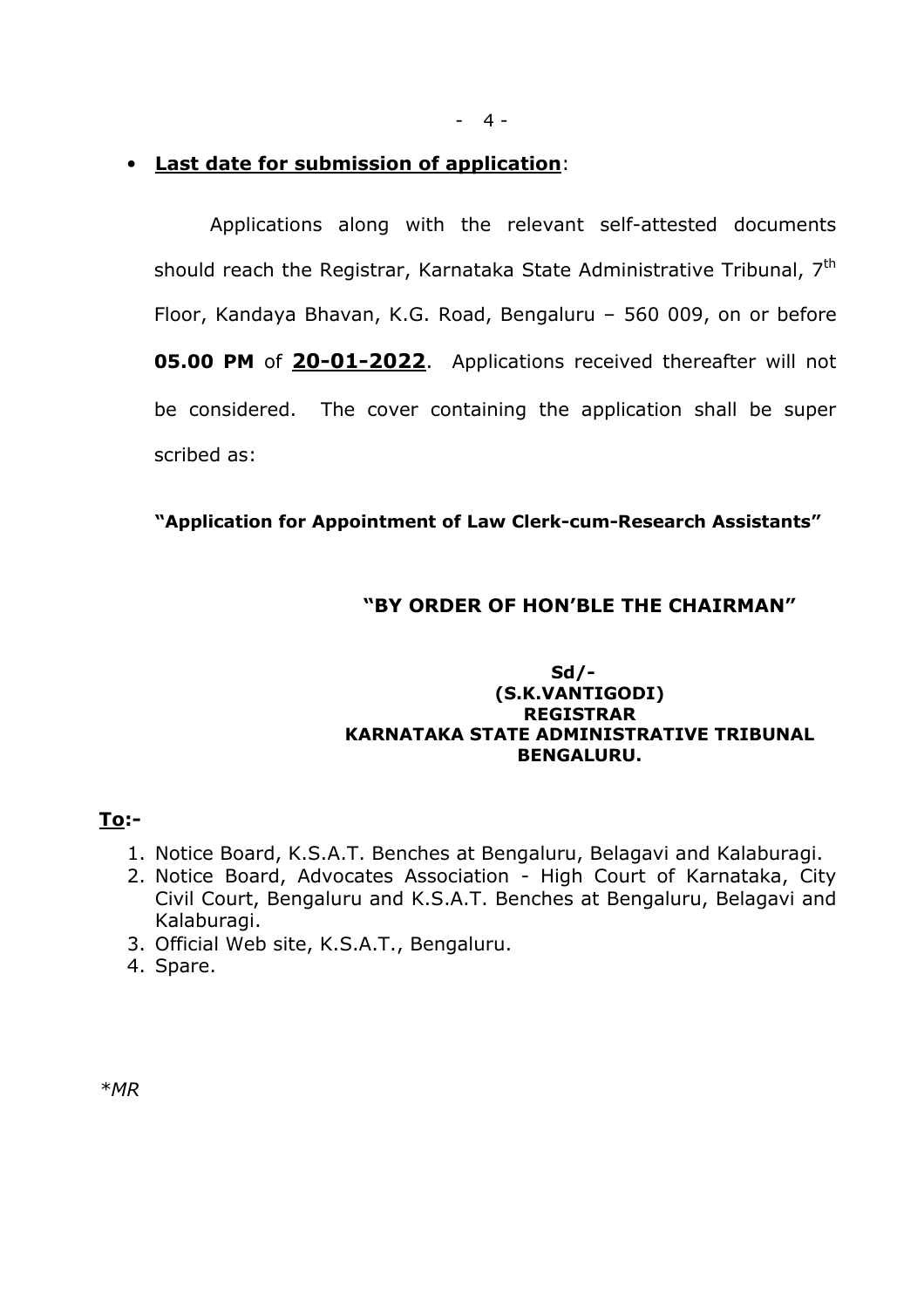- **Last date for submission of application**:

Applications along with the relevant self-attested documents should reach the Registrar, Karnataka State Administrative Tribunal, 7th Floor, Kandaya Bhavan, K.G. Road, Bengaluru – 560 009, on or before **05.00 PM** of **20-01-2022**. Applications received thereafter will not be considered. The cover containing the application shall be super scribed as:

**"Application for Appointment of Law Clerk-cum-Research Assistants"**

**"BY ORDER OF HON'BLE THE CHAIRMAN"**

**Sd/-**
**(S.K.VANTIGODI)**
**REGISTRAR**
**KARNATAKA STATE ADMINISTRATIVE TRIBUNAL**
**BENGALURU.**

**To:-**

1. Notice Board, K.S.A.T. Benches at Bengaluru, Belagavi and Kalaburagi.
2. Notice Board, Advocates Association - High Court of Karnataka, City Civil Court, Bengaluru and K.S.A.T. Benches at Bengaluru, Belagavi and Kalaburagi.
3. Official Web site, K.S.A.T., Bengaluru.
4. Spare.

*\*MR*